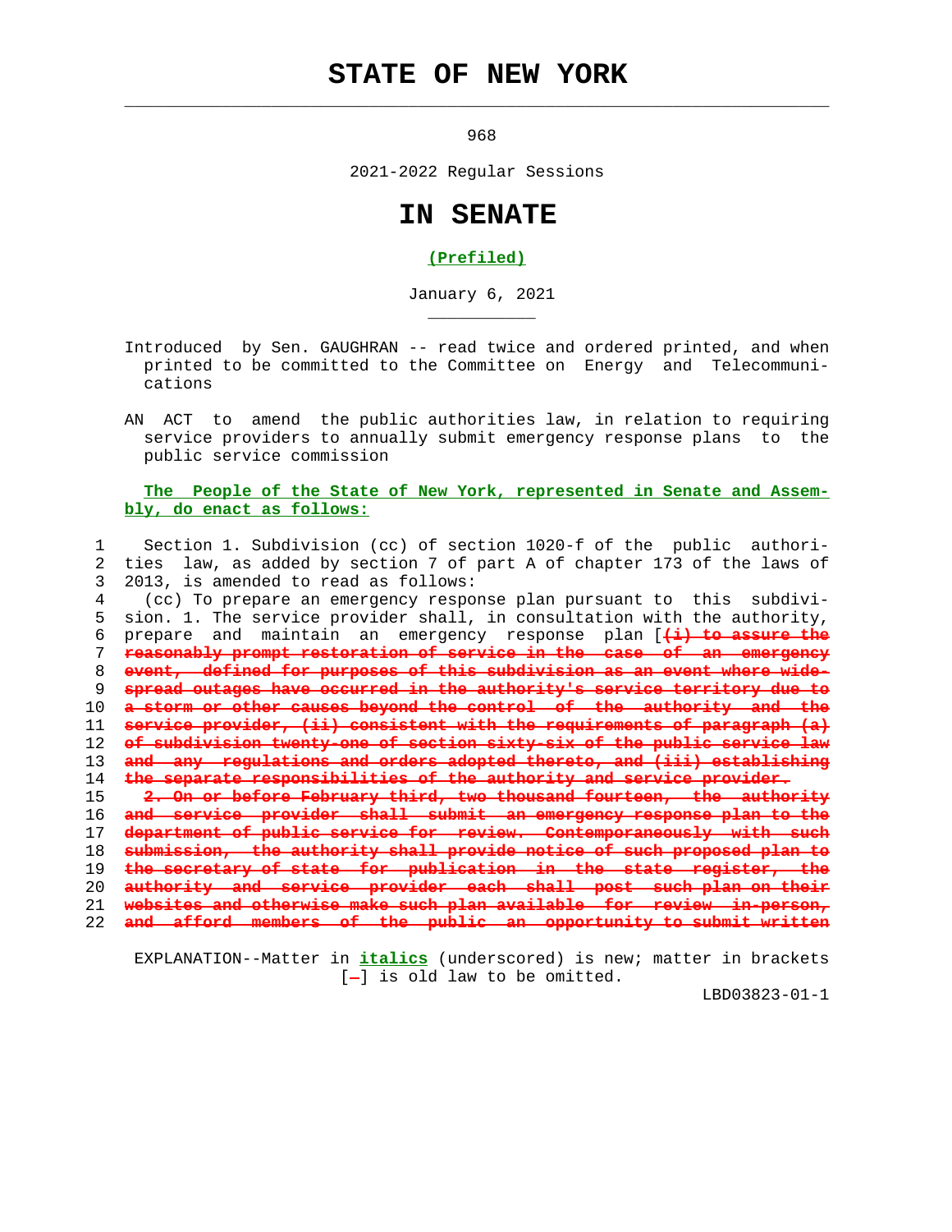# STATE OF NEW YORK

968

2021-2022 Regular Sessions

# IN SENATE

**(Prefiled)**

January 6, 2021

Introduced by Sen. GAUGHRAN -- read twice and ordered printed, and when printed to be committed to the Committee on Energy and Telecommunications

AN ACT to amend the public authorities law, in relation to requiring service providers to annually submit emergency response plans to the public service commission

**The People of the State of New York, represented in Senate and Assembly, do enact as follows:**

1 Section 1. Subdivision (cc) of section 1020-f of the public authori-
2 ties law, as added by section 7 of part A of chapter 173 of the laws of
3 2013, is amended to read as follows:
4 (cc) To prepare an emergency response plan pursuant to this subdivi-
5 sion. 1. The service provider shall, in consultation with the authority,
6 prepare and maintain an emergency response plan [~~(i) to assure the~~
7 ~~reasonably prompt restoration of service in the case of an emergency~~
8 ~~event, defined for purposes of this subdivision as an event where wide-~~
9 ~~spread outages have occurred in the authority's service territory due to~~
10 ~~a storm or other causes beyond the control of the authority and the~~
11 ~~service provider, (ii) consistent with the requirements of paragraph (a)~~
12 ~~of subdivision twenty-one of section sixty-six of the public service law~~
13 ~~and any regulations and orders adopted thereto, and (iii) establishing~~
14 ~~the separate responsibilities of the authority and service provider.~~
15 ~~2. On or before February third, two thousand fourteen, the authority~~
16 ~~and service provider shall submit an emergency response plan to the~~
17 ~~department of public service for review. Contemporaneously with such~~
18 ~~submission, the authority shall provide notice of such proposed plan to~~
19 ~~the secretary of state for publication in the state register, the~~
20 ~~authority and service provider each shall post such plan on their~~
21 ~~websites and otherwise make such plan available for review in-person,~~
22 ~~and afford members of the public an opportunity to submit written~~

EXPLANATION--Matter in **italics** (underscored) is new; matter in brackets [-] is old law to be omitted.

LBD03823-01-1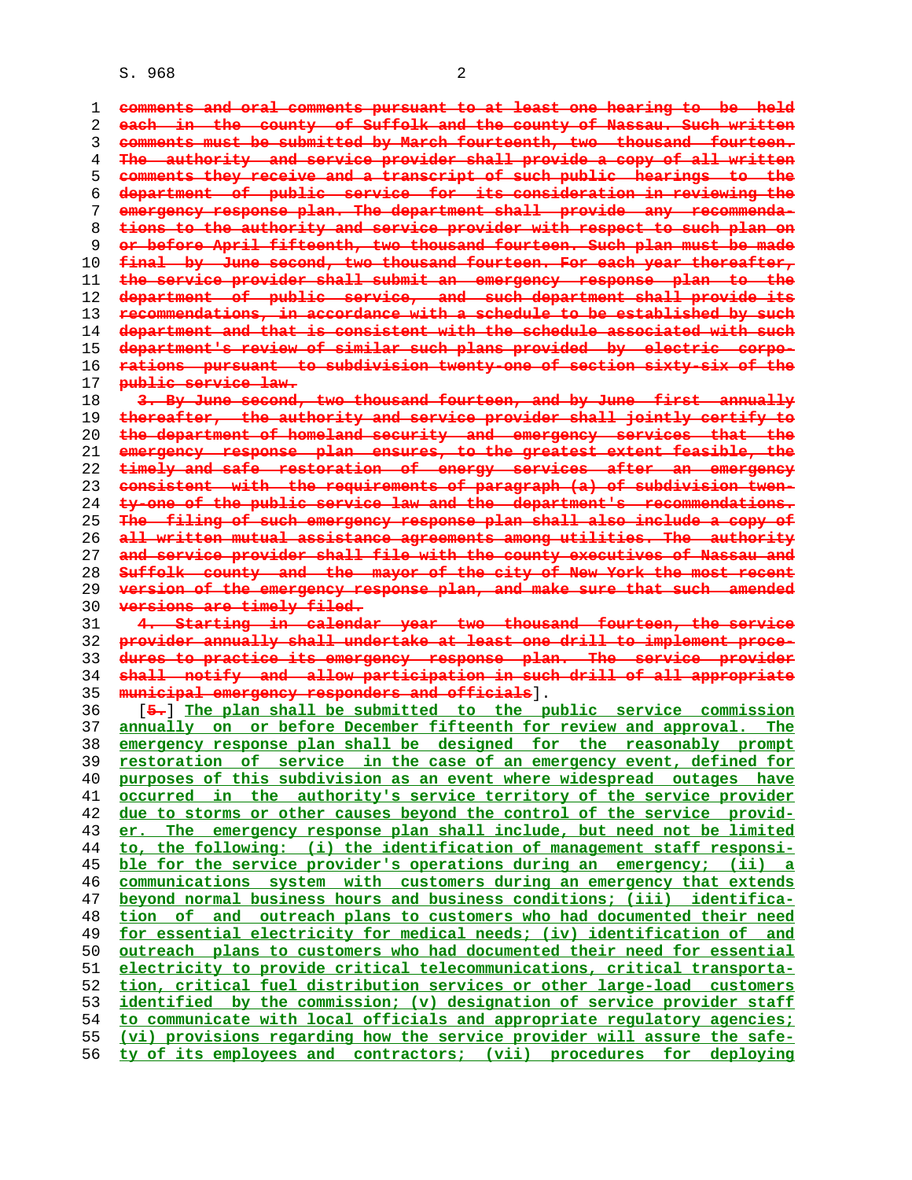~~comments and oral comments pursuant to at least one hearing to be held each in the county of Suffolk and the county of Nassau. Such written comments must be submitted by March fourteenth, two thousand fourteen. The authority and service provider shall provide a copy of all written comments they receive and a transcript of such public hearings to the department of public service for its consideration in reviewing the emergency response plan. The department shall provide any recommendations to the authority and service provider with respect to such plan on or before April fifteenth, two thousand fourteen. Such plan must be made final by June second, two thousand fourteen. For each year thereafter, the service provider shall submit an emergency response plan to the department of public service, and such department shall provide its recommendations, in accordance with a schedule to be established by such department and that is consistent with the schedule associated with such department's review of similar such plans provided by electric corporations pursuant to subdivision twenty-one of section sixty-six of the public service law.~~

~~3. By June second, two thousand fourteen, and by June first annually thereafter, the authority and service provider shall jointly certify to the department of homeland security and emergency services that the emergency response plan ensures, to the greatest extent feasible, the timely and safe restoration of energy services after an emergency consistent with the requirements of paragraph (a) of subdivision twenty-one of the public service law and the department's recommendations. The filing of such emergency response plan shall also include a copy of all written mutual assistance agreements among utilities. The authority and service provider shall file with the county executives of Nassau and Suffolk county and the mayor of the city of New York the most recent version of the emergency response plan, and make sure that such amended versions are timely filed.~~

~~4. Starting in calendar year two thousand fourteen, the service provider annually shall undertake at least one drill to implement procedures to practice its emergency response plan. The service provider shall notify and allow participation in such drill of all appropriate municipal emergency responders and officials~~].

[~~5.~~] <u>The plan shall be submitted to the public service commission annually on or before December fifteenth for review and approval. The emergency response plan shall be designed for the reasonably prompt restoration of service in the case of an emergency event, defined for purposes of this subdivision as an event where widespread outages have occurred in the authority's service territory of the service provider due to storms or other causes beyond the control of the service provider. The emergency response plan shall include, but need not be limited to, the following: (i) the identification of management staff responsible for the service provider's operations during an emergency; (ii) a communications system with customers during an emergency that extends beyond normal business hours and business conditions; (iii) identification of and outreach plans to customers who had documented their need for essential electricity for medical needs; (iv) identification of and outreach plans to customers who had documented their need for essential electricity to provide critical telecommunications, critical transportation, critical fuel distribution services or other large-load customers identified by the commission; (v) designation of service provider staff to communicate with local officials and appropriate regulatory agencies; (vi) provisions regarding how the service provider will assure the safety of its employees and contractors; (vii) procedures for deploying</u>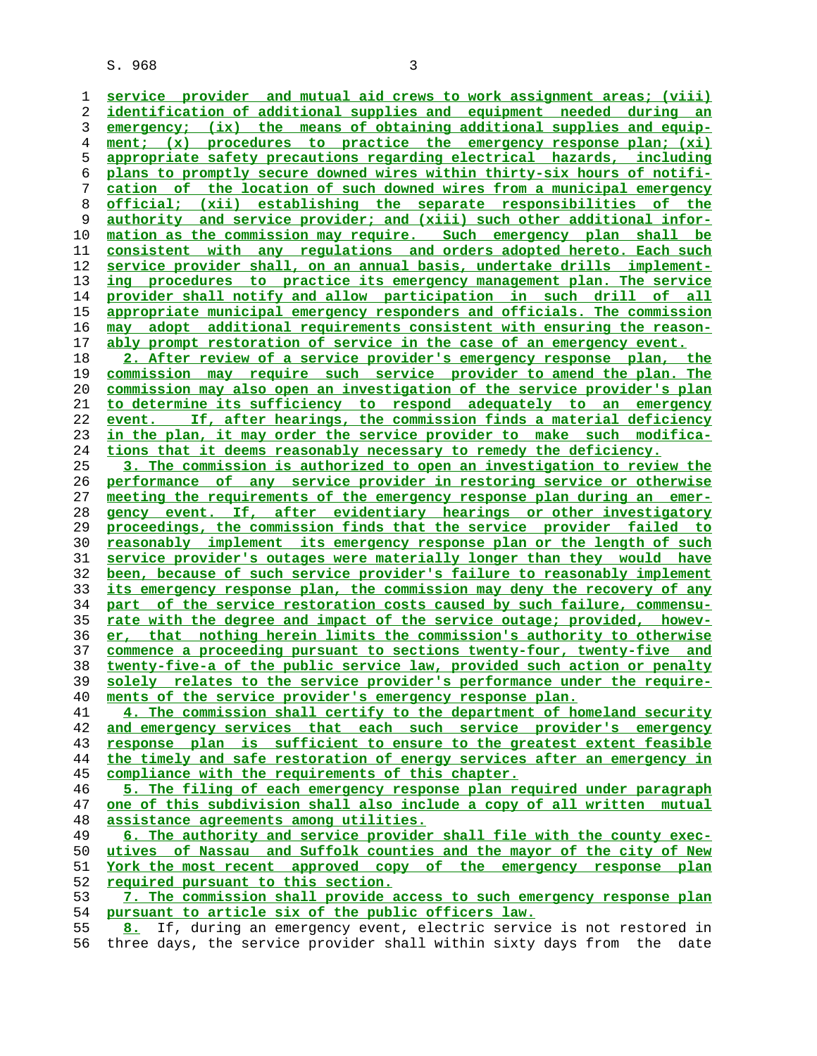service provider and mutual aid crews to work assignment areas; (viii) identification of additional supplies and equipment needed during an emergency; (ix) the means of obtaining additional supplies and equipment; (x) procedures to practice the emergency response plan; (xi) appropriate safety precautions regarding electrical hazards, including plans to promptly secure downed wires within thirty-six hours of notification of the location of such downed wires from a municipal emergency official; (xii) establishing the separate responsibilities of the authority and service provider; and (xiii) such other additional information as the commission may require. Such emergency plan shall be consistent with any regulations and orders adopted hereto. Each such service provider shall, on an annual basis, undertake drills implementing procedures to practice its emergency management plan. The service provider shall notify and allow participation in such drill of all appropriate municipal emergency responders and officials. The commission may adopt additional requirements consistent with ensuring the reasonably prompt restoration of service in the case of an emergency event.

2. After review of a service provider's emergency response plan, the commission may require such service provider to amend the plan. The commission may also open an investigation of the service provider's plan to determine its sufficiency to respond adequately to an emergency event. If, after hearings, the commission finds a material deficiency in the plan, it may order the service provider to make such modifications that it deems reasonably necessary to remedy the deficiency.

3. The commission is authorized to open an investigation to review the performance of any service provider in restoring service or otherwise meeting the requirements of the emergency response plan during an emergency event. If, after evidentiary hearings or other investigatory proceedings, the commission finds that the service provider failed to reasonably implement its emergency response plan or the length of such service provider's outages were materially longer than they would have been, because of such service provider's failure to reasonably implement its emergency response plan, the commission may deny the recovery of any part of the service restoration costs caused by such failure, commensurate with the degree and impact of the service outage; provided, however, that nothing herein limits the commission's authority to otherwise commence a proceeding pursuant to sections twenty-four, twenty-five and twenty-five-a of the public service law, provided such action or penalty solely relates to the service provider's performance under the requirements of the service provider's emergency response plan.

4. The commission shall certify to the department of homeland security and emergency services that each such service provider's emergency response plan is sufficient to ensure to the greatest extent feasible the timely and safe restoration of energy services after an emergency in compliance with the requirements of this chapter.

5. The filing of each emergency response plan required under paragraph one of this subdivision shall also include a copy of all written mutual assistance agreements among utilities.

6. The authority and service provider shall file with the county executives of Nassau and Suffolk counties and the mayor of the city of New York the most recent approved copy of the emergency response plan required pursuant to this section.

7. The commission shall provide access to such emergency response plan pursuant to article six of the public officers law.

8. If, during an emergency event, electric service is not restored in three days, the service provider shall within sixty days from the date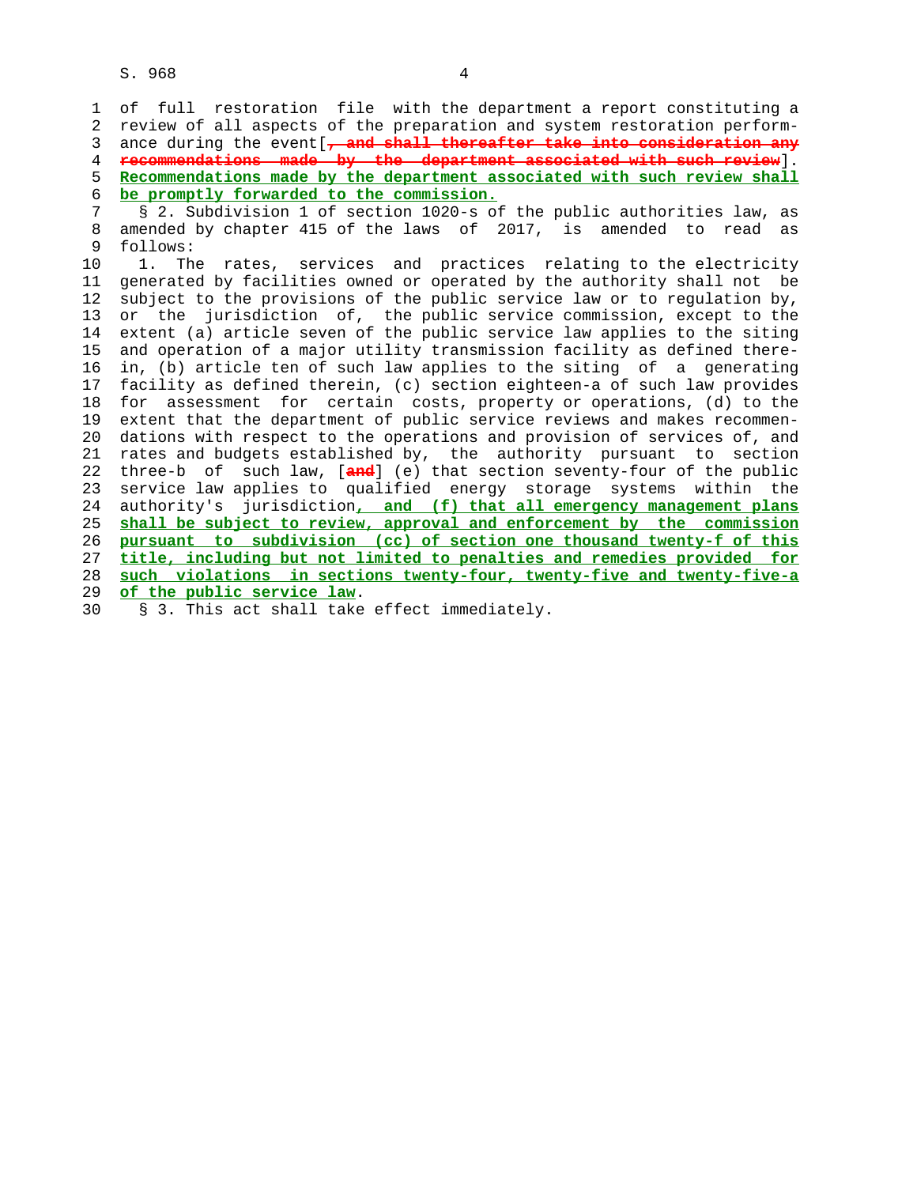of full restoration file with the department a report constituting a review of all aspects of the preparation and system restoration performance during the event[~~, and shall thereafter take into consideration any recommendations made by the department associated with such review~~]. **Recommendations made by the department associated with such review shall be promptly forwarded to the commission.**

§ 2. Subdivision 1 of section 1020-s of the public authorities law, as amended by chapter 415 of the laws of 2017, is amended to read as follows:

1. The rates, services and practices relating to the electricity generated by facilities owned or operated by the authority shall not be subject to the provisions of the public service law or to regulation by, or the jurisdiction of, the public service commission, except to the extent (a) article seven of the public service law applies to the siting and operation of a major utility transmission facility as defined therein, (b) article ten of such law applies to the siting of a generating facility as defined therein, (c) section eighteen-a of such law provides for assessment for certain costs, property or operations, (d) to the extent that the department of public service reviews and makes recommendations with respect to the operations and provision of services of, and rates and budgets established by, the authority pursuant to section three-b of such law, [~~and~~] (e) that section seventy-four of the public service law applies to qualified energy storage systems within the authority's jurisdiction**, and (f) that all emergency management plans shall be subject to review, approval and enforcement by the commission pursuant to subdivision (cc) of section one thousand twenty-f of this title, including but not limited to penalties and remedies provided for such violations in sections twenty-four, twenty-five and twenty-five-a of the public service law**.

§ 3. This act shall take effect immediately.